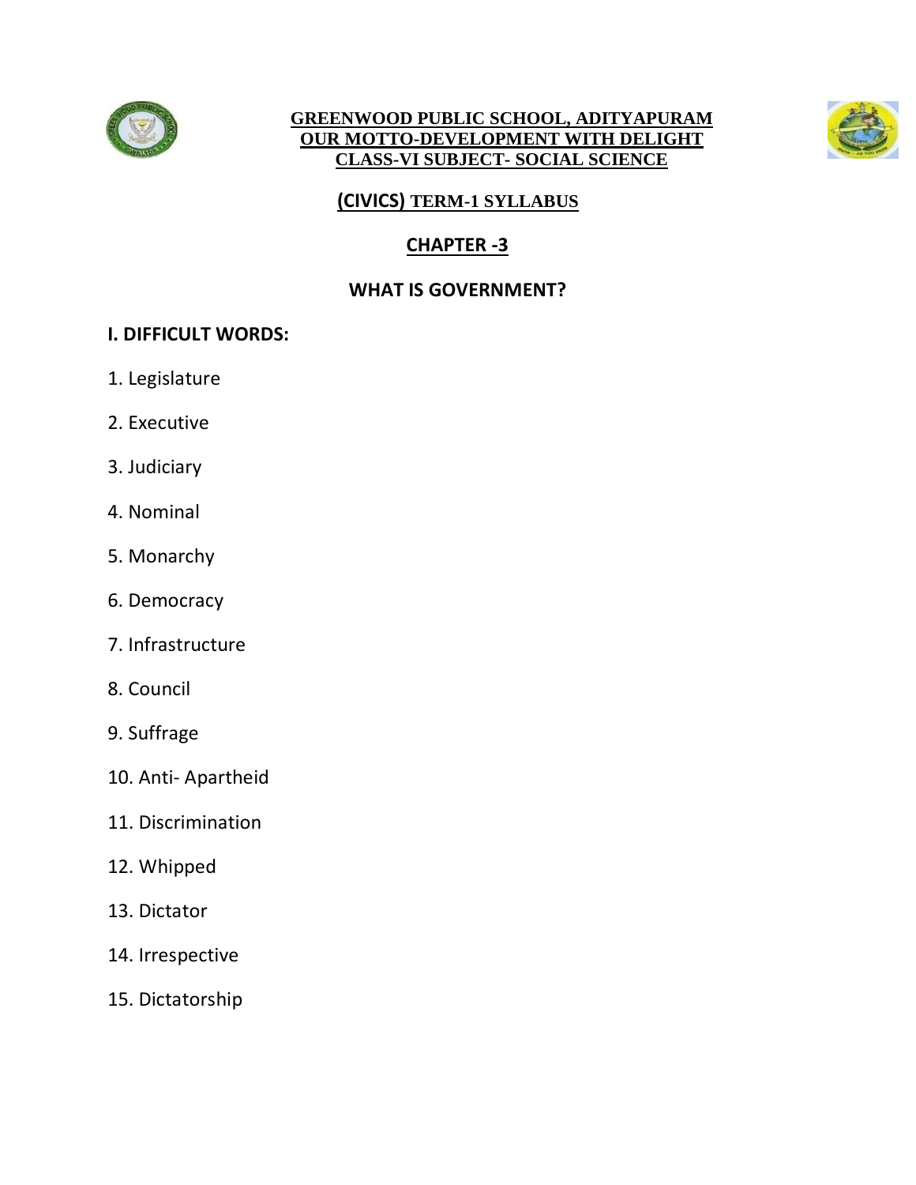**GREENWOOD PUBLIC SCHOOL, ADITYAPURAM**
**OUR MOTTO-DEVELOPMENT WITH DELIGHT**
**CLASS-VI SUBJECT- SOCIAL SCIENCE**

## (CIVICS) TERM-1 SYLLABUS

## CHAPTER -3

## WHAT IS GOVERNMENT?

### I. DIFFICULT WORDS:

1. Legislature
2. Executive
3. Judiciary
4. Nominal
5. Monarchy
6. Democracy
7. Infrastructure
8. Council
9. Suffrage
10. Anti- Apartheid
11. Discrimination
12. Whipped
13. Dictator
14. Irrespective
15. Dictatorship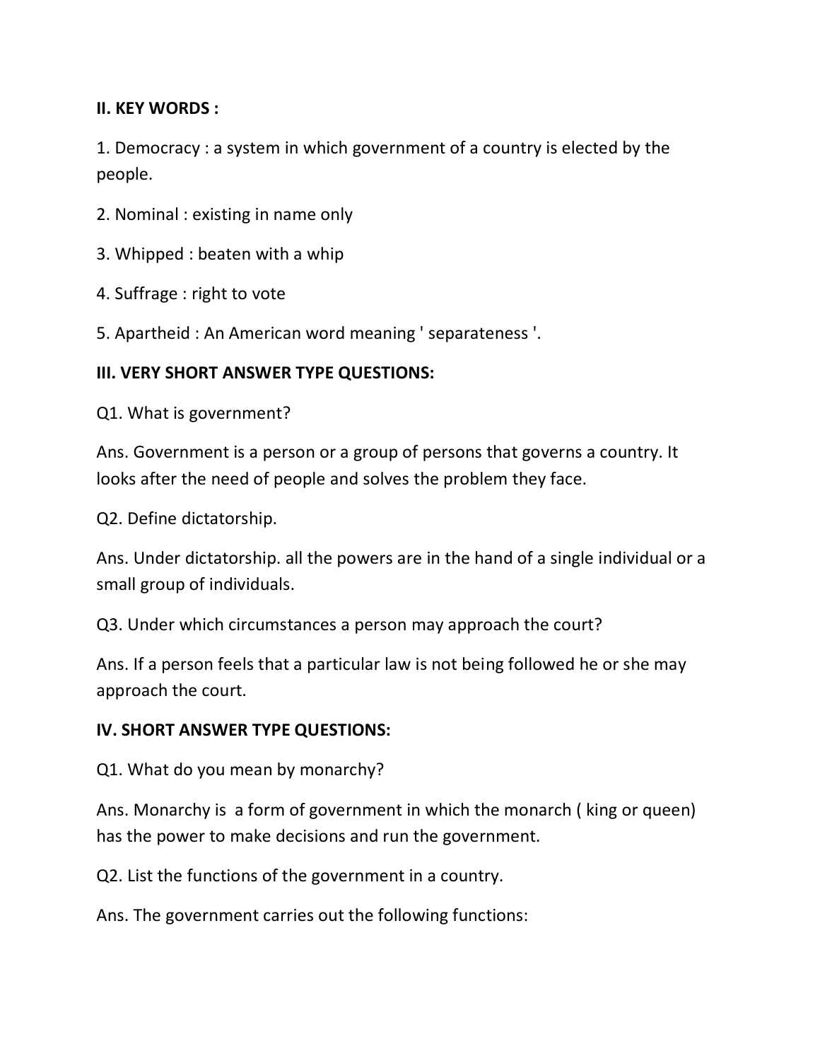**II. KEY WORDS :**

1. Democracy : a system in which government of a country is elected by the people.

2. Nominal : existing in name only

3. Whipped : beaten with a whip

4. Suffrage : right to vote

5. Apartheid : An American word meaning ' separateness '.

**III. VERY SHORT ANSWER TYPE QUESTIONS:**

Q1. What is government?

Ans. Government is a person or a group of persons that governs a country. It looks after the need of people and solves the problem they face.

Q2. Define dictatorship.

Ans. Under dictatorship. all the powers are in the hand of a single individual or a small group of individuals.

Q3. Under which circumstances a person may approach the court?

Ans. If a person feels that a particular law is not being followed he or she may approach the court.

**IV. SHORT ANSWER TYPE QUESTIONS:**

Q1. What do you mean by monarchy?

Ans. Monarchy is a form of government in which the monarch ( king or queen) has the power to make decisions and run the government.

Q2. List the functions of the government in a country.

Ans. The government carries out the following functions: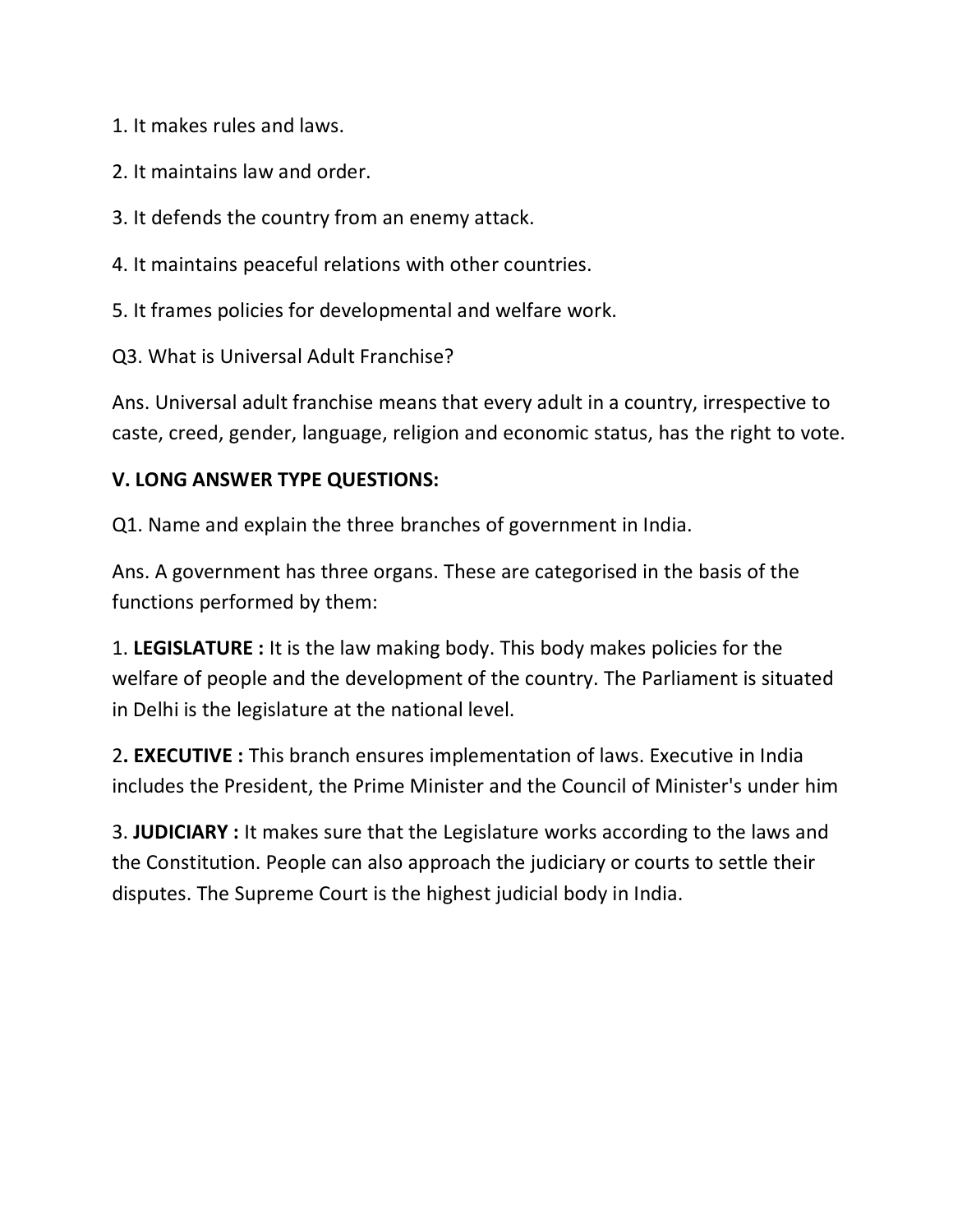1. It makes rules and laws.

2. It maintains law and order.

3. It defends the country from an enemy attack.

4. It maintains peaceful relations with other countries.

5. It frames policies for developmental and welfare work.

Q3. What is Universal Adult Franchise?

Ans. Universal adult franchise means that every adult in a country, irrespective to caste, creed, gender, language, religion and economic status, has the right to vote.

**V. LONG ANSWER TYPE QUESTIONS:**

Q1. Name and explain the three branches of government in India.

Ans. A government has three organs. These are categorised in the basis of the functions performed by them:

1. **LEGISLATURE :** It is the law making body. This body makes policies for the welfare of people and the development of the country. The Parliament is situated in Delhi is the legislature at the national level.

2**. EXECUTIVE :** This branch ensures implementation of laws. Executive in India includes the President, the Prime Minister and the Council of Minister's under him

3. **JUDICIARY :** It makes sure that the Legislature works according to the laws and the Constitution. People can also approach the judiciary or courts to settle their disputes. The Supreme Court is the highest judicial body in India.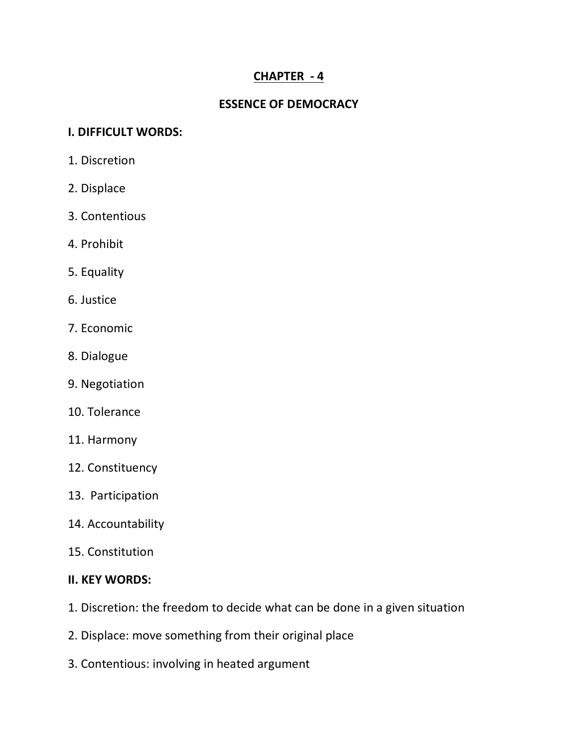# CHAPTER - 4

## ESSENCE OF DEMOCRACY

### I. DIFFICULT WORDS:

1. Discretion
2. Displace
3. Contentious
4. Prohibit
5. Equality
6. Justice
7. Economic
8. Dialogue
9. Negotiation
10. Tolerance
11. Harmony
12. Constituency
13. Participation
14. Accountability
15. Constitution

### II. KEY WORDS:

1. Discretion: the freedom to decide what can be done in a given situation
2. Displace: move something from their original place
3. Contentious: involving in heated argument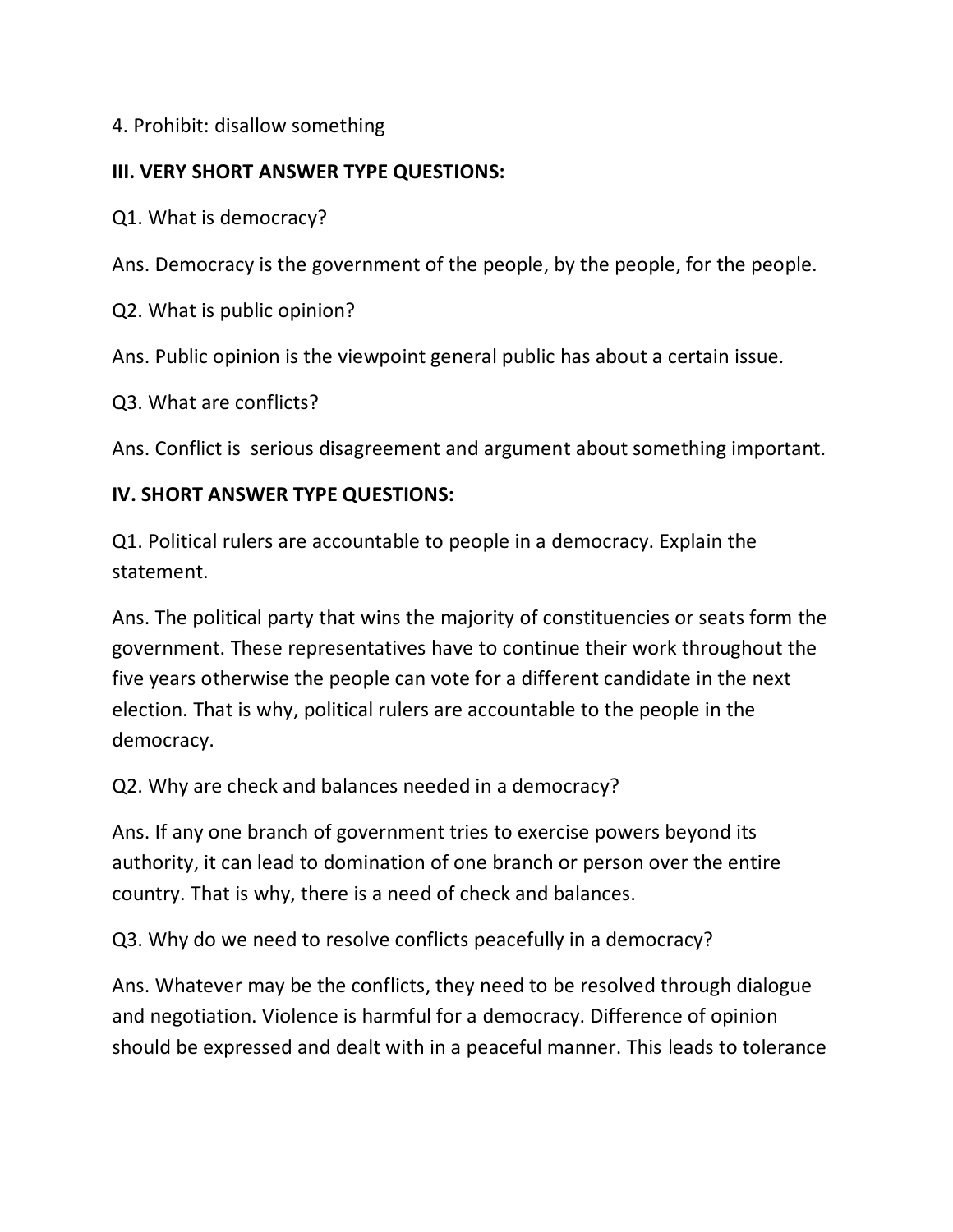4. Prohibit: disallow something

### III. VERY SHORT ANSWER TYPE QUESTIONS:

Q1. What is democracy?

Ans. Democracy is the government of the people, by the people, for the people.

Q2. What is public opinion?

Ans. Public opinion is the viewpoint general public has about a certain issue.

Q3. What are conflicts?

Ans. Conflict is serious disagreement and argument about something important.

### IV. SHORT ANSWER TYPE QUESTIONS:

Q1. Political rulers are accountable to people in a democracy. Explain the statement.

Ans. The political party that wins the majority of constituencies or seats form the government. These representatives have to continue their work throughout the five years otherwise the people can vote for a different candidate in the next election. That is why, political rulers are accountable to the people in the democracy.

Q2. Why are check and balances needed in a democracy?

Ans. If any one branch of government tries to exercise powers beyond its authority, it can lead to domination of one branch or person over the entire country. That is why, there is a need of check and balances.

Q3. Why do we need to resolve conflicts peacefully in a democracy?

Ans. Whatever may be the conflicts, they need to be resolved through dialogue and negotiation. Violence is harmful for a democracy. Difference of opinion should be expressed and dealt with in a peaceful manner. This leads to tolerance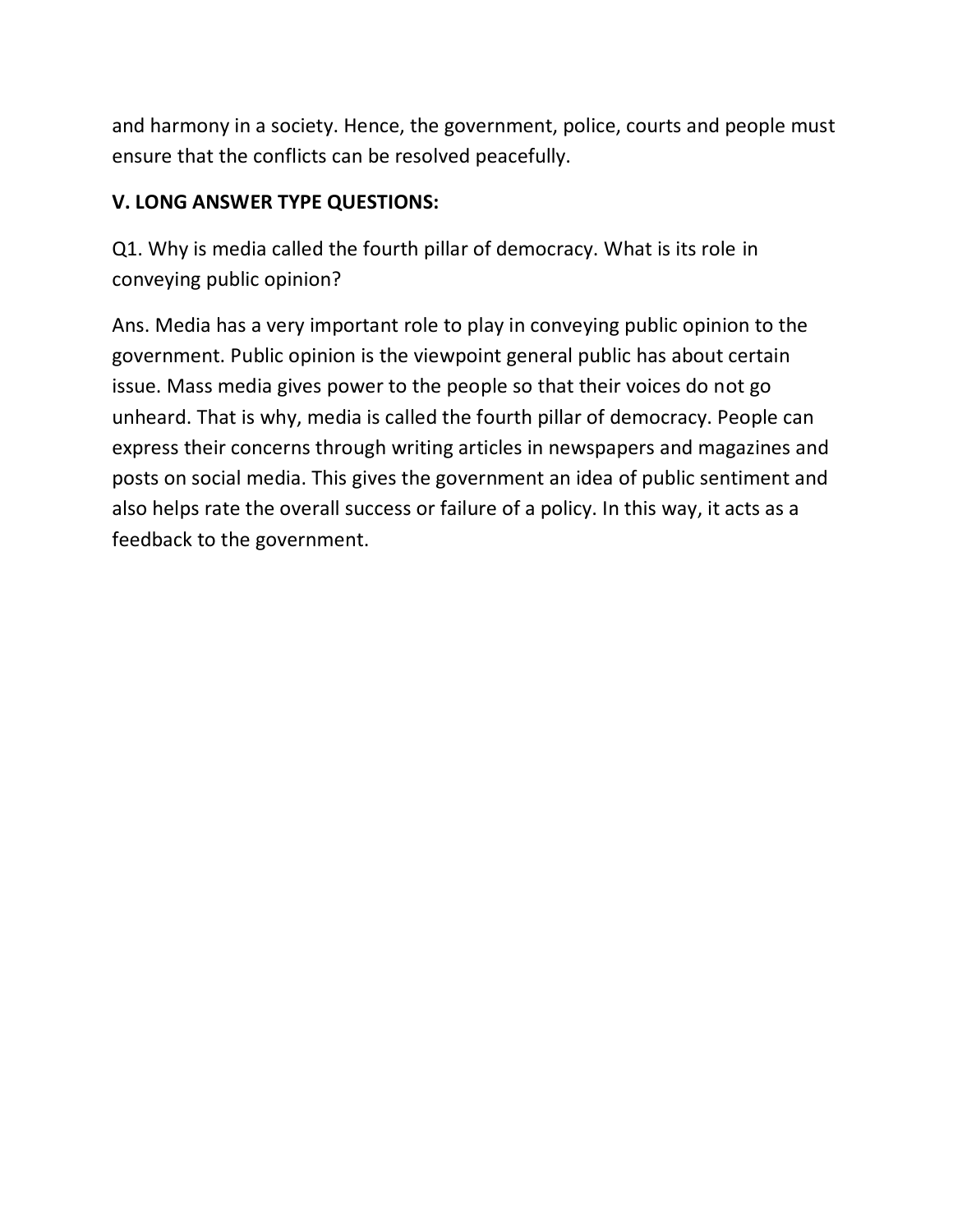and harmony in a society. Hence, the government, police, courts and people must ensure that the conflicts can be resolved peacefully.

**V. LONG ANSWER TYPE QUESTIONS:**

Q1. Why is media called the fourth pillar of democracy. What is its role in conveying public opinion?

Ans. Media has a very important role to play in conveying public opinion to the government. Public opinion is the viewpoint general public has about certain issue. Mass media gives power to the people so that their voices do not go unheard. That is why, media is called the fourth pillar of democracy. People can express their concerns through writing articles in newspapers and magazines and posts on social media. This gives the government an idea of public sentiment and also helps rate the overall success or failure of a policy. In this way, it acts as a feedback to the government.